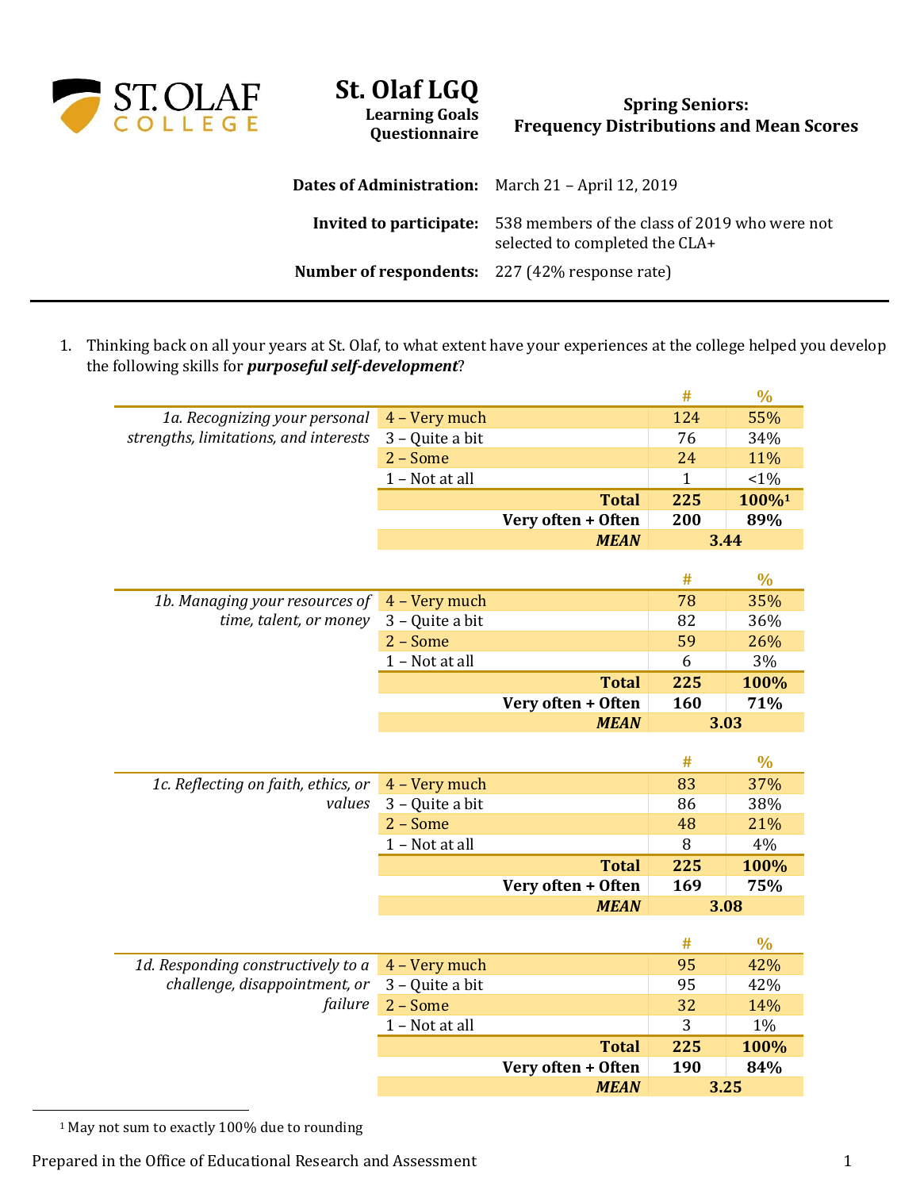# St. Olaf LGQ

**Learning Goals Questionnaire**

**Spring Seniors: Frequency Distributions and Mean Scores**

**Dates of Administration:** March 21 – April 12, 2019

**Invited to participate:** 538 members of the class of 2019 who were not selected to completed the CLA+

**Number of respondents:** 227 (42% response rate)

---

1. Thinking back on all your years at St. Olaf, to what extent have your experiences at the college helped you develop the following skills for ***purposeful self-development***?

| | | # | % |
|---|---|---|---|
| *1a. Recognizing your personal strengths, limitations, and interests* | 4 – Very much | 124 | 55% |
| | 3 – Quite a bit | 76 | 34% |
| | 2 – Some | 24 | 11% |
| | 1 – Not at all | 1 | <1% |
| | **Total** | **225** | **100%**[1] |
| | **Very often + Often** | **200** | **89%** |
| | ***MEAN*** | **3.44** | |

| | | # | % |
|---|---|---|---|
| *1b. Managing your resources of time, talent, or money* | 4 – Very much | 78 | 35% |
| | 3 – Quite a bit | 82 | 36% |
| | 2 – Some | 59 | 26% |
| | 1 – Not at all | 6 | 3% |
| | **Total** | **225** | **100%** |
| | **Very often + Often** | **160** | **71%** |
| | ***MEAN*** | **3.03** | |

| | | # | % |
|---|---|---|---|
| *1c. Reflecting on faith, ethics, or values* | 4 – Very much | 83 | 37% |
| | 3 – Quite a bit | 86 | 38% |
| | 2 – Some | 48 | 21% |
| | 1 – Not at all | 8 | 4% |
| | **Total** | **225** | **100%** |
| | **Very often + Often** | **169** | **75%** |
| | ***MEAN*** | **3.08** | |

| | | # | % |
|---|---|---|---|
| *1d. Responding constructively to a challenge, disappointment, or failure* | 4 – Very much | 95 | 42% |
| | 3 – Quite a bit | 95 | 42% |
| | 2 – Some | 32 | 14% |
| | 1 – Not at all | 3 | 1% |
| | **Total** | **225** | **100%** |
| | **Very often + Often** | **190** | **84%** |
| | ***MEAN*** | **3.25** | |

[1] May not sum to exactly 100% due to rounding

Prepared in the Office of Educational Research and Assessment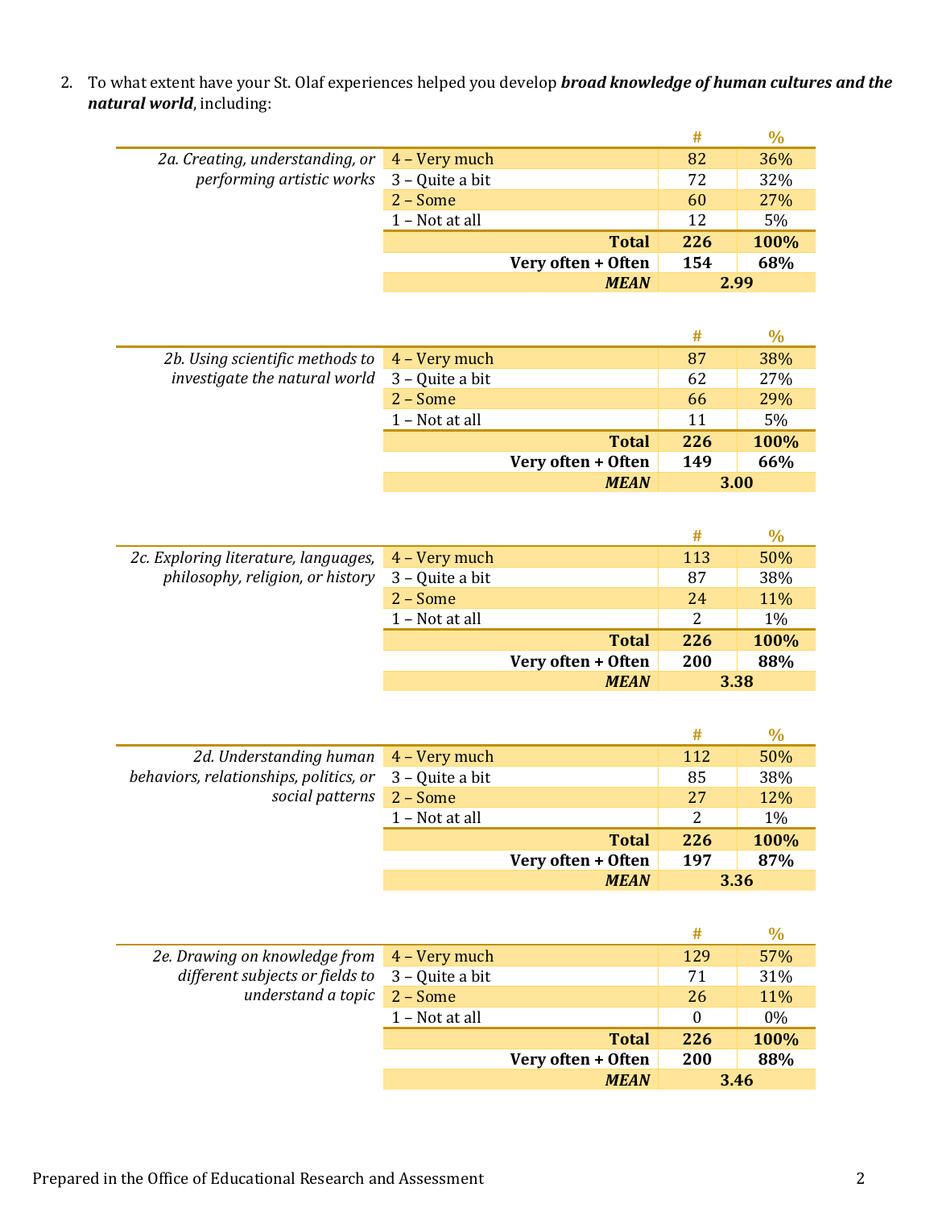2. To what extent have your St. Olaf experiences helped you develop ***broad knowledge of human cultures and the natural world***, including:

| | | # | % |
|---|---|---|---|
| *2a. Creating, understanding, or performing artistic works* | 4 – Very much | 82 | 36% |
| | 3 – Quite a bit | 72 | 32% |
| | 2 – Some | 60 | 27% |
| | 1 – Not at all | 12 | 5% |
| | **Total** | **226** | **100%** |
| | **Very often + Often** | **154** | **68%** |
| | ***MEAN*** | **2.99** | |

| | | # | % |
|---|---|---|---|
| *2b. Using scientific methods to investigate the natural world* | 4 – Very much | 87 | 38% |
| | 3 – Quite a bit | 62 | 27% |
| | 2 – Some | 66 | 29% |
| | 1 – Not at all | 11 | 5% |
| | **Total** | **226** | **100%** |
| | **Very often + Often** | **149** | **66%** |
| | ***MEAN*** | **3.00** | |

| | | # | % |
|---|---|---|---|
| *2c. Exploring literature, languages, philosophy, religion, or history* | 4 – Very much | 113 | 50% |
| | 3 – Quite a bit | 87 | 38% |
| | 2 – Some | 24 | 11% |
| | 1 – Not at all | 2 | 1% |
| | **Total** | **226** | **100%** |
| | **Very often + Often** | **200** | **88%** |
| | ***MEAN*** | **3.38** | |

| | | # | % |
|---|---|---|---|
| *2d. Understanding human behaviors, relationships, politics, or social patterns* | 4 – Very much | 112 | 50% |
| | 3 – Quite a bit | 85 | 38% |
| | 2 – Some | 27 | 12% |
| | 1 – Not at all | 2 | 1% |
| | **Total** | **226** | **100%** |
| | **Very often + Often** | **197** | **87%** |
| | ***MEAN*** | **3.36** | |

| | | # | % |
|---|---|---|---|
| *2e. Drawing on knowledge from different subjects or fields to understand a topic* | 4 – Very much | 129 | 57% |
| | 3 – Quite a bit | 71 | 31% |
| | 2 – Some | 26 | 11% |
| | 1 – Not at all | 0 | 0% |
| | **Total** | **226** | **100%** |
| | **Very often + Often** | **200** | **88%** |
| | ***MEAN*** | **3.46** | |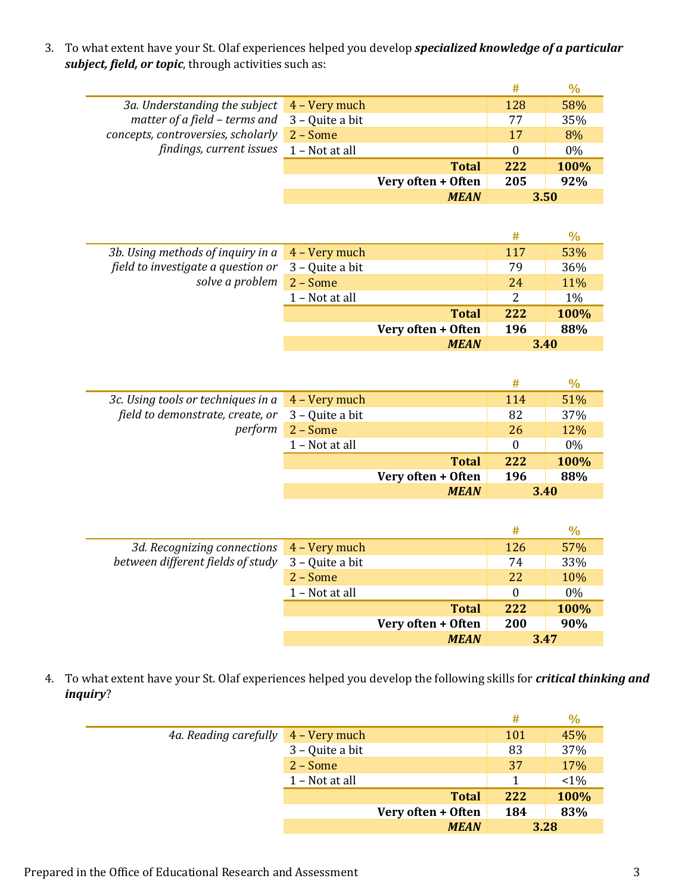3. To what extent have your St. Olaf experiences helped you develop ***specialized knowledge of a particular subject, field, or topic***, through activities such as:

| | | # | % |
|---|---|---|---|
| *3a. Understanding the subject matter of a field – terms and concepts, controversies, scholarly findings, current issues* | 4 – Very much | 128 | 58% |
| | 3 – Quite a bit | 77 | 35% |
| | 2 – Some | 17 | 8% |
| | 1 – Not at all | 0 | 0% |
| | **Total** | **222** | **100%** |
| | **Very often + Often** | **205** | **92%** |
| | ***MEAN*** | **3.50** | |

| | | # | % |
|---|---|---|---|
| *3b. Using methods of inquiry in a field to investigate a question or solve a problem* | 4 – Very much | 117 | 53% |
| | 3 – Quite a bit | 79 | 36% |
| | 2 – Some | 24 | 11% |
| | 1 – Not at all | 2 | 1% |
| | **Total** | **222** | **100%** |
| | **Very often + Often** | **196** | **88%** |
| | ***MEAN*** | **3.40** | |

| | | # | % |
|---|---|---|---|
| *3c. Using tools or techniques in a field to demonstrate, create, or perform* | 4 – Very much | 114 | 51% |
| | 3 – Quite a bit | 82 | 37% |
| | 2 – Some | 26 | 12% |
| | 1 – Not at all | 0 | 0% |
| | **Total** | **222** | **100%** |
| | **Very often + Often** | **196** | **88%** |
| | ***MEAN*** | **3.40** | |

| | | # | % |
|---|---|---|---|
| *3d. Recognizing connections between different fields of study* | 4 – Very much | 126 | 57% |
| | 3 – Quite a bit | 74 | 33% |
| | 2 – Some | 22 | 10% |
| | 1 – Not at all | 0 | 0% |
| | **Total** | **222** | **100%** |
| | **Very often + Often** | **200** | **90%** |
| | ***MEAN*** | **3.47** | |

4. To what extent have your St. Olaf experiences helped you develop the following skills for ***critical thinking and inquiry***?

| | | # | % |
|---|---|---|---|
| *4a. Reading carefully* | 4 – Very much | 101 | 45% |
| | 3 – Quite a bit | 83 | 37% |
| | 2 – Some | 37 | 17% |
| | 1 – Not at all | 1 | <1% |
| | **Total** | **222** | **100%** |
| | **Very often + Often** | **184** | **83%** |
| | ***MEAN*** | **3.28** | |

Prepared in the Office of Educational Research and Assessment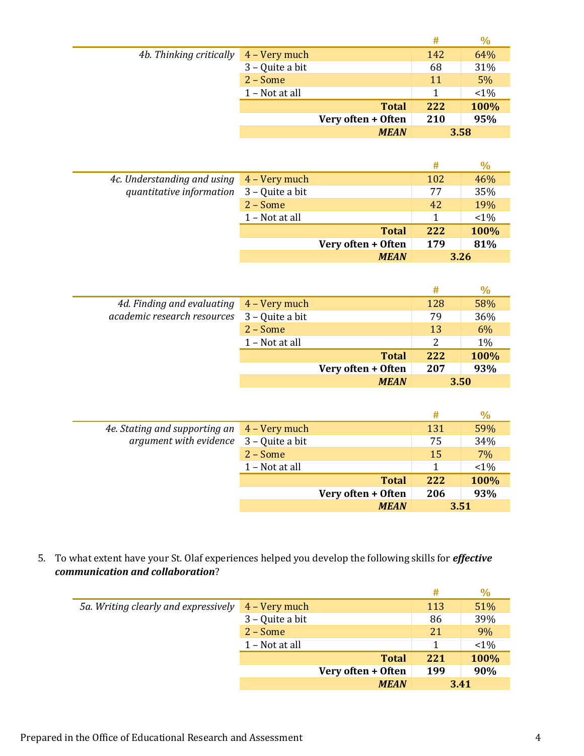| | | # | % |
|---|---|---|---|
| *4b. Thinking critically* | 4 – Very much | 142 | 64% |
| | 3 – Quite a bit | 68 | 31% |
| | 2 – Some | 11 | 5% |
| | 1 – Not at all | 1 | <1% |
| | **Total** | **222** | **100%** |
| | **Very often + Often** | **210** | **95%** |
| | ***MEAN*** | **3.58** | |

| | | # | % |
|---|---|---|---|
| *4c. Understanding and using quantitative information* | 4 – Very much | 102 | 46% |
| | 3 – Quite a bit | 77 | 35% |
| | 2 – Some | 42 | 19% |
| | 1 – Not at all | 1 | <1% |
| | **Total** | **222** | **100%** |
| | **Very often + Often** | **179** | **81%** |
| | ***MEAN*** | **3.26** | |

| | | # | % |
|---|---|---|---|
| *4d. Finding and evaluating academic research resources* | 4 – Very much | 128 | 58% |
| | 3 – Quite a bit | 79 | 36% |
| | 2 – Some | 13 | 6% |
| | 1 – Not at all | 2 | 1% |
| | **Total** | **222** | **100%** |
| | **Very often + Often** | **207** | **93%** |
| | ***MEAN*** | **3.50** | |

| | | # | % |
|---|---|---|---|
| *4e. Stating and supporting an argument with evidence* | 4 – Very much | 131 | 59% |
| | 3 – Quite a bit | 75 | 34% |
| | 2 – Some | 15 | 7% |
| | 1 – Not at all | 1 | <1% |
| | **Total** | **222** | **100%** |
| | **Very often + Often** | **206** | **93%** |
| | ***MEAN*** | **3.51** | |

5. To what extent have your St. Olaf experiences helped you develop the following skills for ***effective communication and collaboration***?

| | | # | % |
|---|---|---|---|
| *5a. Writing clearly and expressively* | 4 – Very much | 113 | 51% |
| | 3 – Quite a bit | 86 | 39% |
| | 2 – Some | 21 | 9% |
| | 1 – Not at all | 1 | <1% |
| | **Total** | **221** | **100%** |
| | **Very often + Often** | **199** | **90%** |
| | ***MEAN*** | **3.41** | |

Prepared in the Office of Educational Research and Assessment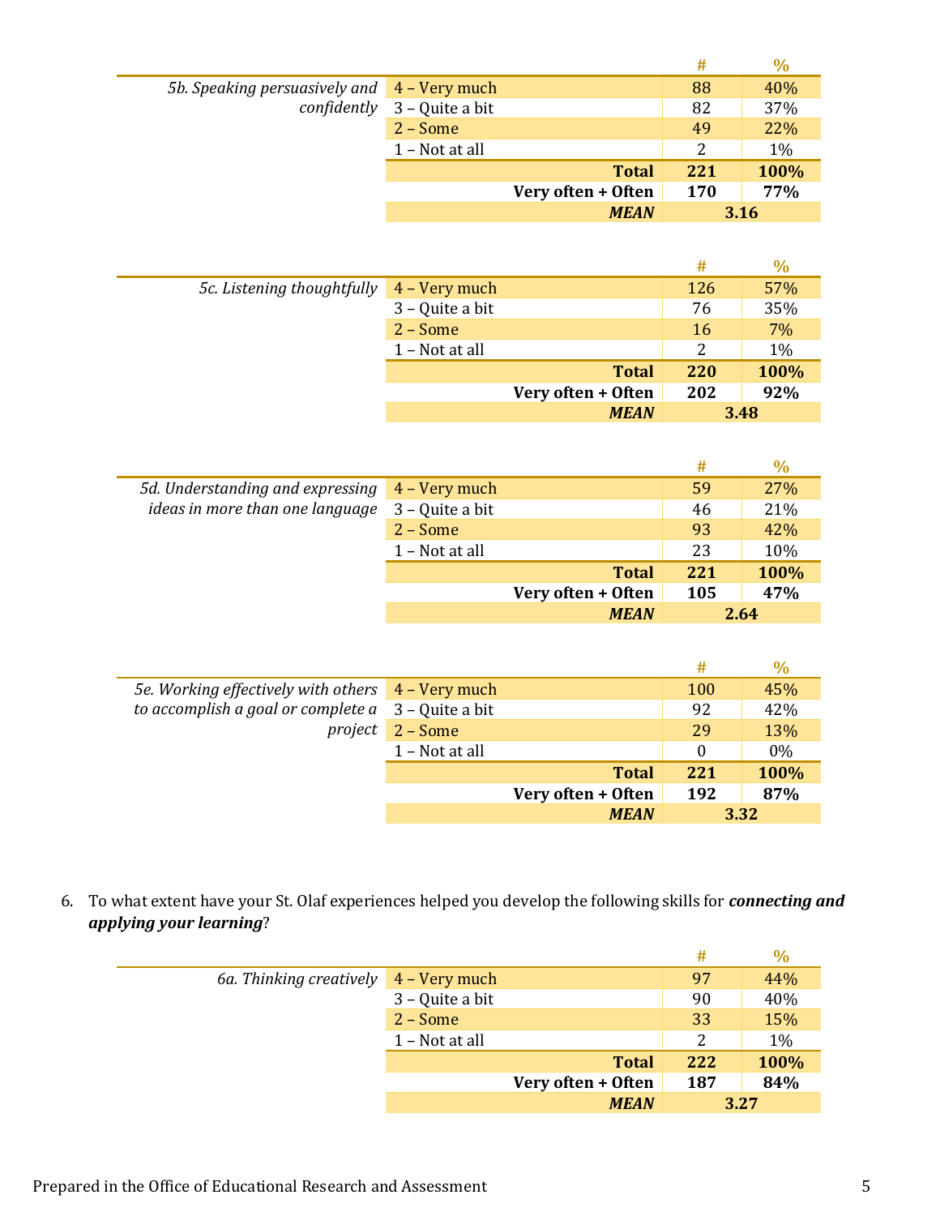| | | # | % |
|---|---|---|---|
| *5b. Speaking persuasively and confidently* | 4 – Very much | 88 | 40% |
| | 3 – Quite a bit | 82 | 37% |
| | 2 – Some | 49 | 22% |
| | 1 – Not at all | 2 | 1% |
| | **Total** | **221** | **100%** |
| | **Very often + Often** | **170** | **77%** |
| | ***MEAN*** | **3.16** | |

| | | # | % |
|---|---|---|---|
| *5c. Listening thoughtfully* | 4 – Very much | 126 | 57% |
| | 3 – Quite a bit | 76 | 35% |
| | 2 – Some | 16 | 7% |
| | 1 – Not at all | 2 | 1% |
| | **Total** | **220** | **100%** |
| | **Very often + Often** | **202** | **92%** |
| | ***MEAN*** | **3.48** | |

| | | # | % |
|---|---|---|---|
| *5d. Understanding and expressing ideas in more than one language* | 4 – Very much | 59 | 27% |
| | 3 – Quite a bit | 46 | 21% |
| | 2 – Some | 93 | 42% |
| | 1 – Not at all | 23 | 10% |
| | **Total** | **221** | **100%** |
| | **Very often + Often** | **105** | **47%** |
| | ***MEAN*** | **2.64** | |

| | | # | % |
|---|---|---|---|
| *5e. Working effectively with others to accomplish a goal or complete a project* | 4 – Very much | 100 | 45% |
| | 3 – Quite a bit | 92 | 42% |
| | 2 – Some | 29 | 13% |
| | 1 – Not at all | 0 | 0% |
| | **Total** | **221** | **100%** |
| | **Very often + Often** | **192** | **87%** |
| | ***MEAN*** | **3.32** | |

6. To what extent have your St. Olaf experiences helped you develop the following skills for ***connecting and applying your learning***?

| | | # | % |
|---|---|---|---|
| *6a. Thinking creatively* | 4 – Very much | 97 | 44% |
| | 3 – Quite a bit | 90 | 40% |
| | 2 – Some | 33 | 15% |
| | 1 – Not at all | 2 | 1% |
| | **Total** | **222** | **100%** |
| | **Very often + Often** | **187** | **84%** |
| | ***MEAN*** | **3.27** | |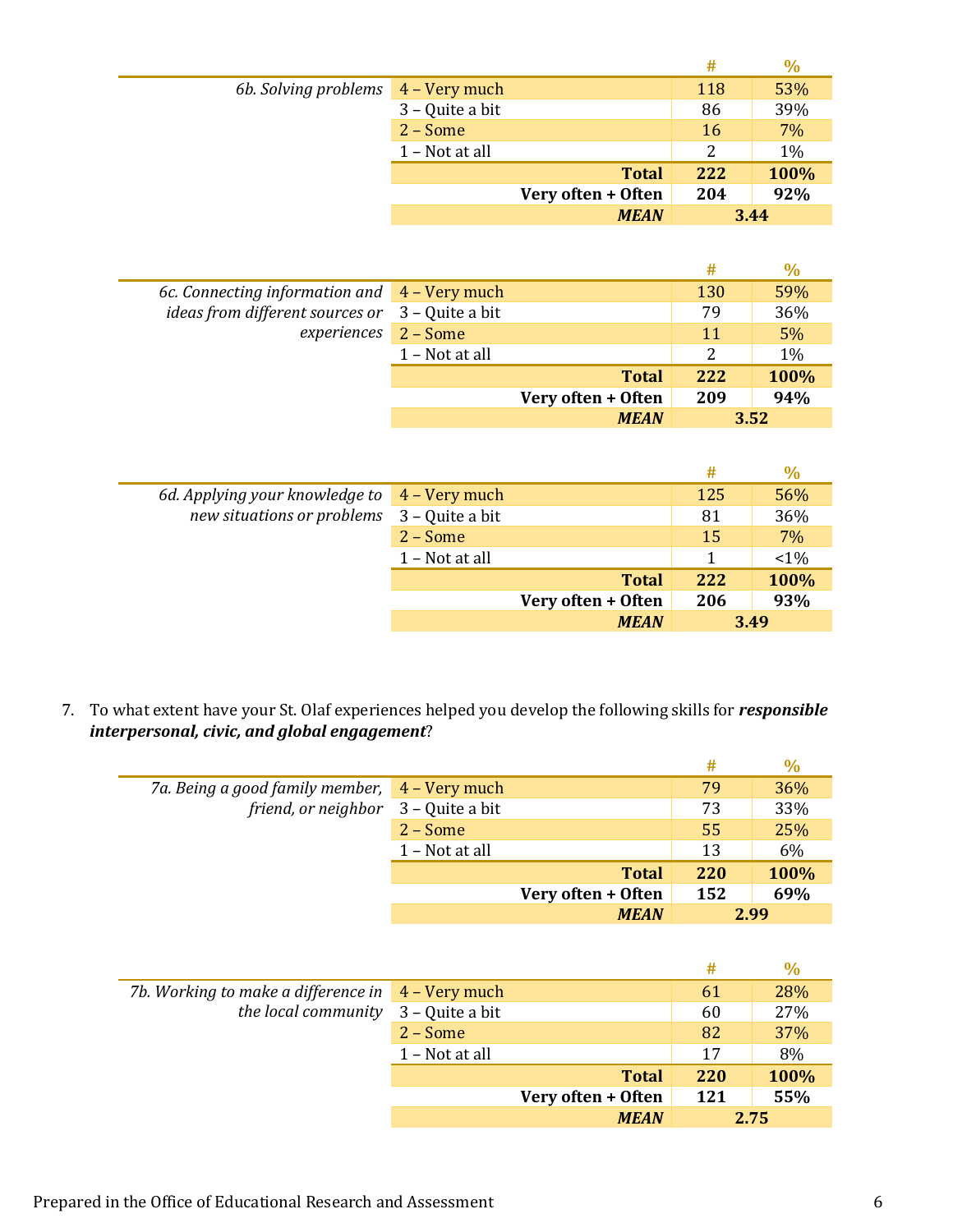| 6b. Solving problems | | # | % |
|---|---|---|---|
| | 4 – Very much | 118 | 53% |
| | 3 – Quite a bit | 86 | 39% |
| | 2 – Some | 16 | 7% |
| | 1 – Not at all | 2 | 1% |
| | **Total** | **222** | **100%** |
| | **Very often + Often** | **204** | **92%** |
| | ***MEAN*** | **3.44** | |

| 6c. Connecting information and ideas from different sources or experiences | | # | % |
|---|---|---|---|
| | 4 – Very much | 130 | 59% |
| | 3 – Quite a bit | 79 | 36% |
| | 2 – Some | 11 | 5% |
| | 1 – Not at all | 2 | 1% |
| | **Total** | **222** | **100%** |
| | **Very often + Often** | **209** | **94%** |
| | ***MEAN*** | **3.52** | |

| 6d. Applying your knowledge to new situations or problems | | # | % |
|---|---|---|---|
| | 4 – Very much | 125 | 56% |
| | 3 – Quite a bit | 81 | 36% |
| | 2 – Some | 15 | 7% |
| | 1 – Not at all | 1 | <1% |
| | **Total** | **222** | **100%** |
| | **Very often + Often** | **206** | **93%** |
| | ***MEAN*** | **3.49** | |

7. To what extent have your St. Olaf experiences helped you develop the following skills for ***responsible interpersonal, civic, and global engagement***?

| 7a. Being a good family member, friend, or neighbor | | # | % |
|---|---|---|---|
| | 4 – Very much | 79 | 36% |
| | 3 – Quite a bit | 73 | 33% |
| | 2 – Some | 55 | 25% |
| | 1 – Not at all | 13 | 6% |
| | **Total** | **220** | **100%** |
| | **Very often + Often** | **152** | **69%** |
| | ***MEAN*** | **2.99** | |

| 7b. Working to make a difference in the local community | | # | % |
|---|---|---|---|
| | 4 – Very much | 61 | 28% |
| | 3 – Quite a bit | 60 | 27% |
| | 2 – Some | 82 | 37% |
| | 1 – Not at all | 17 | 8% |
| | **Total** | **220** | **100%** |
| | **Very often + Often** | **121** | **55%** |
| | ***MEAN*** | **2.75** | |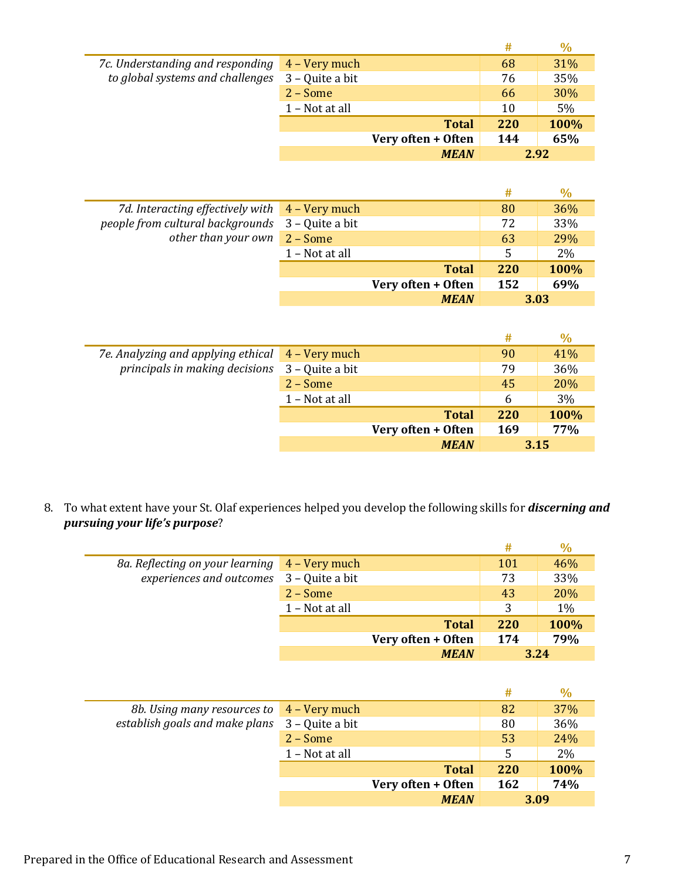| 7c. Understanding and responding to global systems and challenges | | # | % |
|---|---|---|---|
| | 4 – Very much | 68 | 31% |
| | 3 – Quite a bit | 76 | 35% |
| | 2 – Some | 66 | 30% |
| | 1 – Not at all | 10 | 5% |
| | **Total** | **220** | **100%** |
| | **Very often + Often** | **144** | **65%** |
| | ***MEAN*** | **2.92** | |

| 7d. Interacting effectively with people from cultural backgrounds other than your own | | # | % |
|---|---|---|---|
| | 4 – Very much | 80 | 36% |
| | 3 – Quite a bit | 72 | 33% |
| | 2 – Some | 63 | 29% |
| | 1 – Not at all | 5 | 2% |
| | **Total** | **220** | **100%** |
| | **Very often + Often** | **152** | **69%** |
| | ***MEAN*** | **3.03** | |

| 7e. Analyzing and applying ethical principals in making decisions | | # | % |
|---|---|---|---|
| | 4 – Very much | 90 | 41% |
| | 3 – Quite a bit | 79 | 36% |
| | 2 – Some | 45 | 20% |
| | 1 – Not at all | 6 | 3% |
| | **Total** | **220** | **100%** |
| | **Very often + Often** | **169** | **77%** |
| | ***MEAN*** | **3.15** | |

8. To what extent have your St. Olaf experiences helped you develop the following skills for ***discerning and pursuing your life's purpose***?

| 8a. Reflecting on your learning experiences and outcomes | | # | % |
|---|---|---|---|
| | 4 – Very much | 101 | 46% |
| | 3 – Quite a bit | 73 | 33% |
| | 2 – Some | 43 | 20% |
| | 1 – Not at all | 3 | 1% |
| | **Total** | **220** | **100%** |
| | **Very often + Often** | **174** | **79%** |
| | ***MEAN*** | **3.24** | |

| 8b. Using many resources to establish goals and make plans | | # | % |
|---|---|---|---|
| | 4 – Very much | 82 | 37% |
| | 3 – Quite a bit | 80 | 36% |
| | 2 – Some | 53 | 24% |
| | 1 – Not at all | 5 | 2% |
| | **Total** | **220** | **100%** |
| | **Very often + Often** | **162** | **74%** |
| | ***MEAN*** | **3.09** | |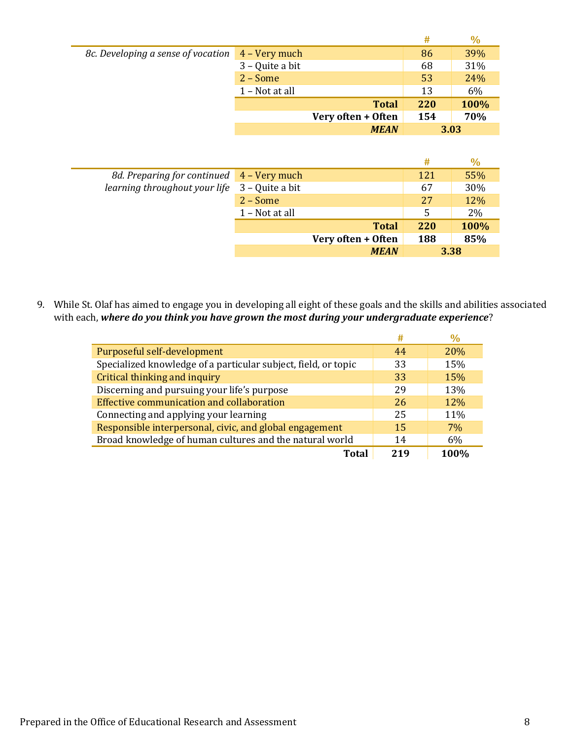| | | # | % |
|---|---|---|---|
| *8c. Developing a sense of vocation* | 4 – Very much | 86 | 39% |
| | 3 – Quite a bit | 68 | 31% |
| | 2 – Some | 53 | 24% |
| | 1 – Not at all | 13 | 6% |
| | **Total** | **220** | **100%** |
| | **Very often + Often** | **154** | **70%** |
| | ***MEAN*** | **3.03** | |

| | | # | % |
|---|---|---|---|
| *8d. Preparing for continued learning throughout your life* | 4 – Very much | 121 | 55% |
| | 3 – Quite a bit | 67 | 30% |
| | 2 – Some | 27 | 12% |
| | 1 – Not at all | 5 | 2% |
| | **Total** | **220** | **100%** |
| | **Very often + Often** | **188** | **85%** |
| | ***MEAN*** | **3.38** | |

9. While St. Olaf has aimed to engage you in developing all eight of these goals and the skills and abilities associated with each, ***where do you think you have grown the most during your undergraduate experience***?

| | # | % |
|---|---|---|
| Purposeful self-development | 44 | 20% |
| Specialized knowledge of a particular subject, field, or topic | 33 | 15% |
| Critical thinking and inquiry | 33 | 15% |
| Discerning and pursuing your life's purpose | 29 | 13% |
| Effective communication and collaboration | 26 | 12% |
| Connecting and applying your learning | 25 | 11% |
| Responsible interpersonal, civic, and global engagement | 15 | 7% |
| Broad knowledge of human cultures and the natural world | 14 | 6% |
| **Total** | **219** | **100%** |

Prepared in the Office of Educational Research and Assessment